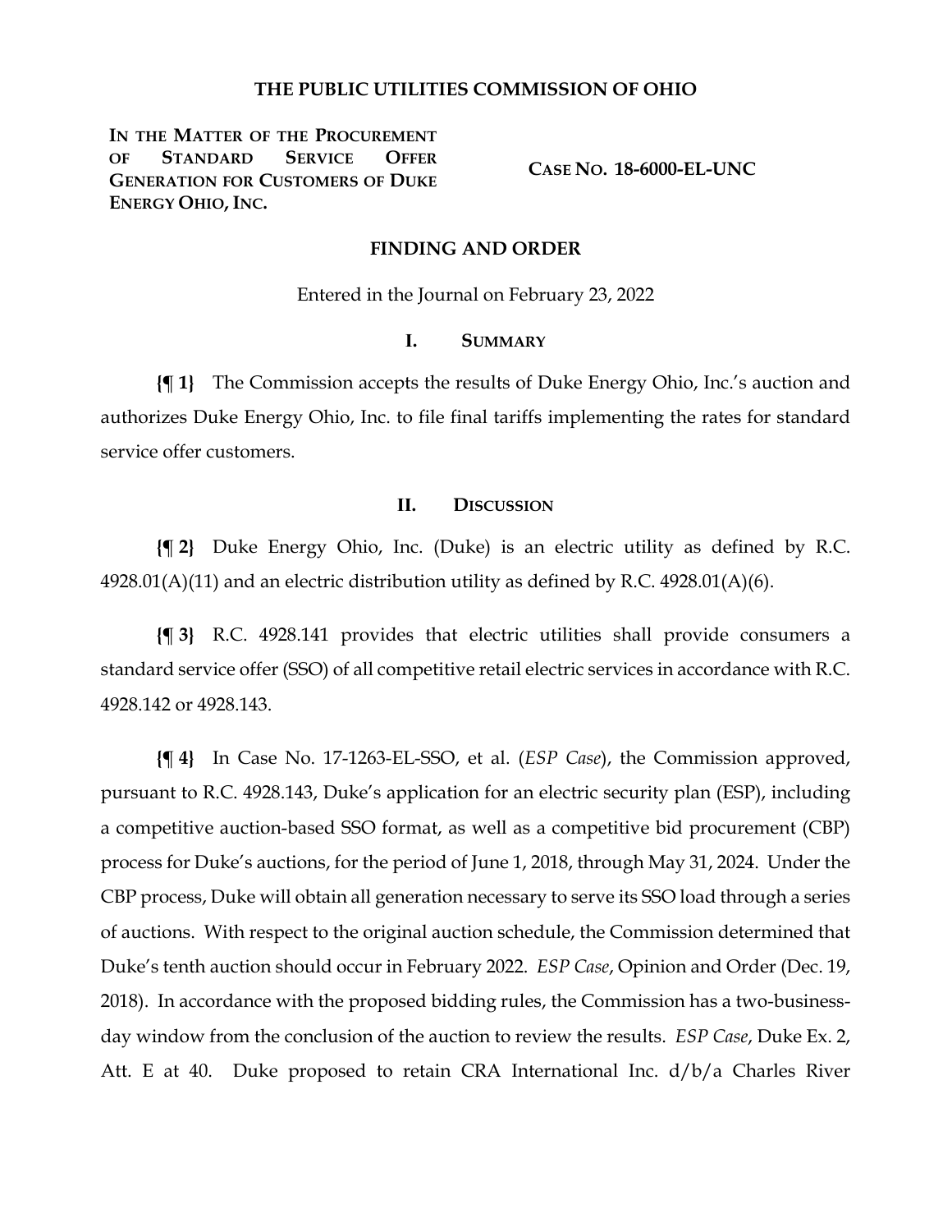# THE PUBLIC UTILITIES COMMISSION OF OHIO

| | |
|---|---|
| **IN THE MATTER OF THE PROCUREMENT OF STANDARD SERVICE OFFER GENERATION FOR CUSTOMERS OF DUKE ENERGY OHIO, INC.** | **CASE NO. 18-6000-EL-UNC** |

## FINDING AND ORDER

Entered in the Journal on February 23, 2022

### I. SUMMARY

**{¶ 1}** The Commission accepts the results of Duke Energy Ohio, Inc.'s auction and authorizes Duke Energy Ohio, Inc. to file final tariffs implementing the rates for standard service offer customers.

### II. DISCUSSION

**{¶ 2}** Duke Energy Ohio, Inc. (Duke) is an electric utility as defined by R.C. 4928.01(A)(11) and an electric distribution utility as defined by R.C. 4928.01(A)(6).

**{¶ 3}** R.C. 4928.141 provides that electric utilities shall provide consumers a standard service offer (SSO) of all competitive retail electric services in accordance with R.C. 4928.142 or 4928.143.

**{¶ 4}** In Case No. 17-1263-EL-SSO, et al. (*ESP Case*), the Commission approved, pursuant to R.C. 4928.143, Duke's application for an electric security plan (ESP), including a competitive auction-based SSO format, as well as a competitive bid procurement (CBP) process for Duke's auctions, for the period of June 1, 2018, through May 31, 2024. Under the CBP process, Duke will obtain all generation necessary to serve its SSO load through a series of auctions. With respect to the original auction schedule, the Commission determined that Duke's tenth auction should occur in February 2022. *ESP Case*, Opinion and Order (Dec. 19, 2018). In accordance with the proposed bidding rules, the Commission has a two-business-day window from the conclusion of the auction to review the results. *ESP Case*, Duke Ex. 2, Att. E at 40. Duke proposed to retain CRA International Inc. d/b/a Charles River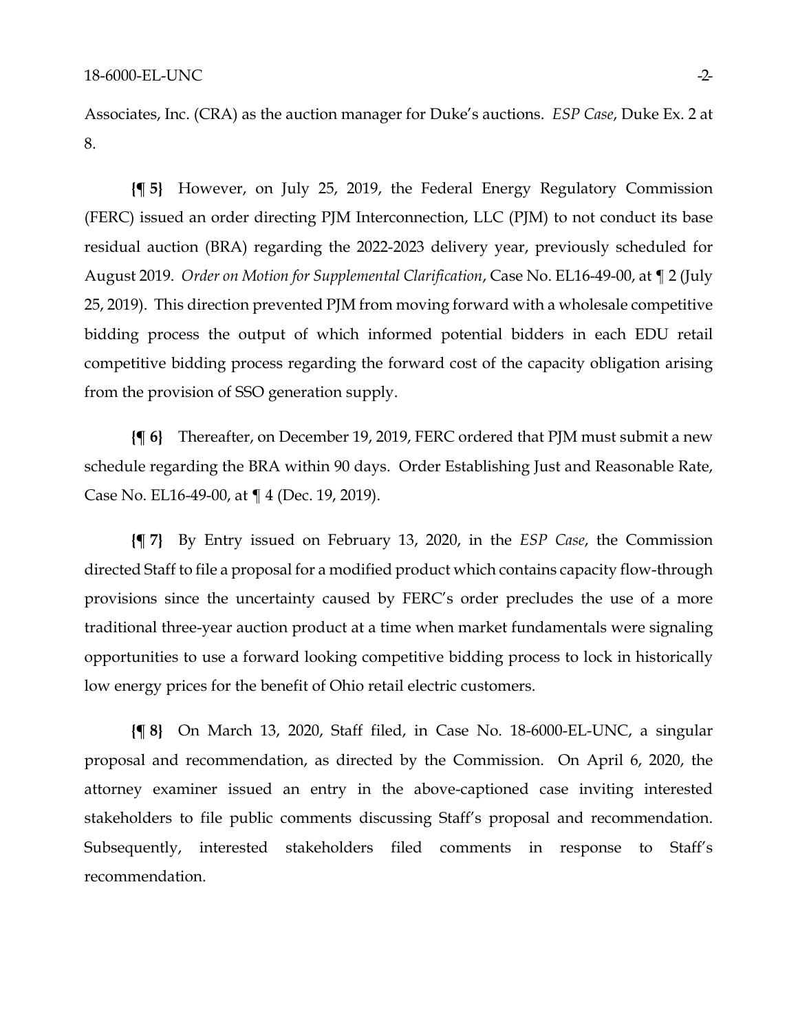Associates, Inc. (CRA) as the auction manager for Duke's auctions. *ESP Case*, Duke Ex. 2 at 8.

**{¶ 5}** However, on July 25, 2019, the Federal Energy Regulatory Commission (FERC) issued an order directing PJM Interconnection, LLC (PJM) to not conduct its base residual auction (BRA) regarding the 2022-2023 delivery year, previously scheduled for August 2019. *Order on Motion for Supplemental Clarification*, Case No. EL16-49-00, at ¶ 2 (July 25, 2019). This direction prevented PJM from moving forward with a wholesale competitive bidding process the output of which informed potential bidders in each EDU retail competitive bidding process regarding the forward cost of the capacity obligation arising from the provision of SSO generation supply.

**{¶ 6}** Thereafter, on December 19, 2019, FERC ordered that PJM must submit a new schedule regarding the BRA within 90 days. Order Establishing Just and Reasonable Rate, Case No. EL16-49-00, at ¶ 4 (Dec. 19, 2019).

**{¶ 7}** By Entry issued on February 13, 2020, in the *ESP Case*, the Commission directed Staff to file a proposal for a modified product which contains capacity flow-through provisions since the uncertainty caused by FERC's order precludes the use of a more traditional three-year auction product at a time when market fundamentals were signaling opportunities to use a forward looking competitive bidding process to lock in historically low energy prices for the benefit of Ohio retail electric customers.

**{¶ 8}** On March 13, 2020, Staff filed, in Case No. 18-6000-EL-UNC, a singular proposal and recommendation, as directed by the Commission. On April 6, 2020, the attorney examiner issued an entry in the above-captioned case inviting interested stakeholders to file public comments discussing Staff's proposal and recommendation. Subsequently, interested stakeholders filed comments in response to Staff's recommendation.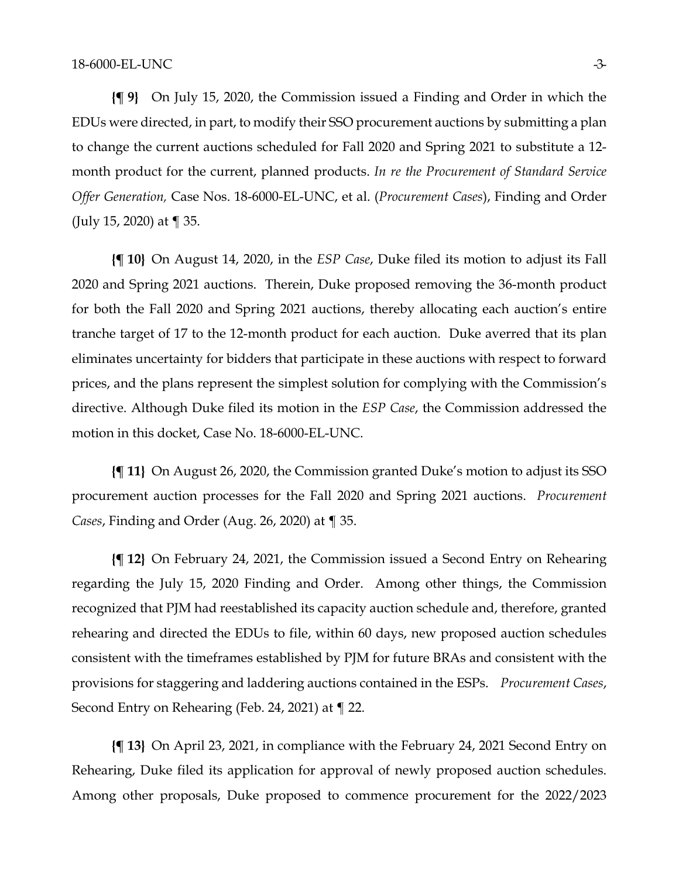**{¶ 9}** On July 15, 2020, the Commission issued a Finding and Order in which the EDUs were directed, in part, to modify their SSO procurement auctions by submitting a plan to change the current auctions scheduled for Fall 2020 and Spring 2021 to substitute a 12-month product for the current, planned products. *In re the Procurement of Standard Service Offer Generation,* Case Nos. 18-6000-EL-UNC, et al. (*Procurement Cases*), Finding and Order (July 15, 2020) at ¶ 35.

**{¶ 10}** On August 14, 2020, in the *ESP Case*, Duke filed its motion to adjust its Fall 2020 and Spring 2021 auctions. Therein, Duke proposed removing the 36-month product for both the Fall 2020 and Spring 2021 auctions, thereby allocating each auction's entire tranche target of 17 to the 12-month product for each auction. Duke averred that its plan eliminates uncertainty for bidders that participate in these auctions with respect to forward prices, and the plans represent the simplest solution for complying with the Commission's directive. Although Duke filed its motion in the *ESP Case*, the Commission addressed the motion in this docket, Case No. 18-6000-EL-UNC.

**{¶ 11}** On August 26, 2020, the Commission granted Duke's motion to adjust its SSO procurement auction processes for the Fall 2020 and Spring 2021 auctions. *Procurement Cases*, Finding and Order (Aug. 26, 2020) at ¶ 35.

**{¶ 12}** On February 24, 2021, the Commission issued a Second Entry on Rehearing regarding the July 15, 2020 Finding and Order. Among other things, the Commission recognized that PJM had reestablished its capacity auction schedule and, therefore, granted rehearing and directed the EDUs to file, within 60 days, new proposed auction schedules consistent with the timeframes established by PJM for future BRAs and consistent with the provisions for staggering and laddering auctions contained in the ESPs. *Procurement Cases*, Second Entry on Rehearing (Feb. 24, 2021) at ¶ 22.

**{¶ 13}** On April 23, 2021, in compliance with the February 24, 2021 Second Entry on Rehearing, Duke filed its application for approval of newly proposed auction schedules. Among other proposals, Duke proposed to commence procurement for the 2022/2023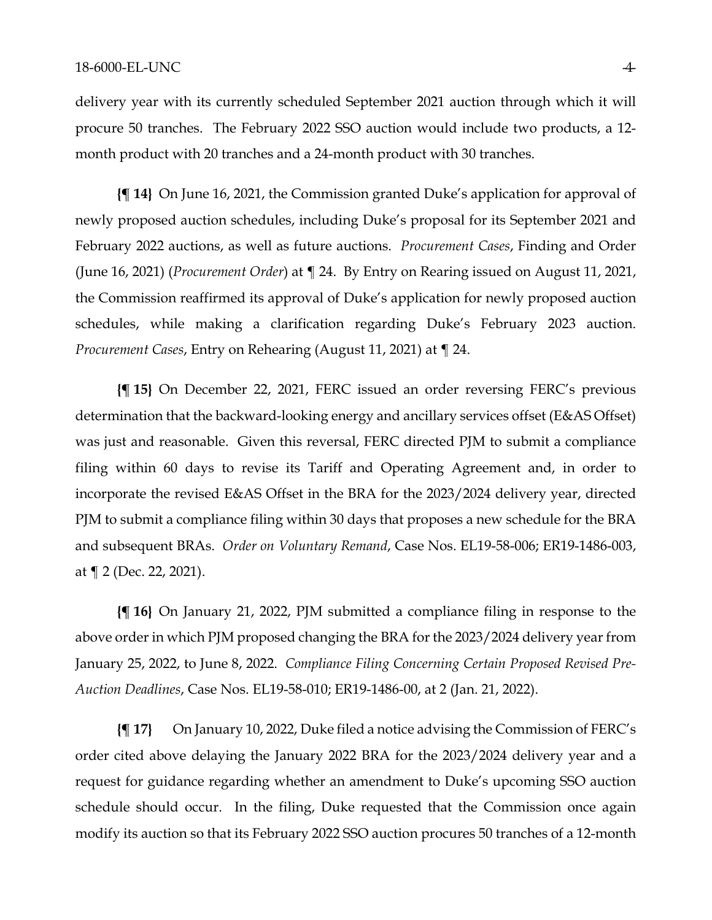delivery year with its currently scheduled September 2021 auction through which it will procure 50 tranches. The February 2022 SSO auction would include two products, a 12-month product with 20 tranches and a 24-month product with 30 tranches.

**{¶ 14}** On June 16, 2021, the Commission granted Duke's application for approval of newly proposed auction schedules, including Duke's proposal for its September 2021 and February 2022 auctions, as well as future auctions. *Procurement Cases*, Finding and Order (June 16, 2021) (*Procurement Order*) at ¶ 24. By Entry on Rearing issued on August 11, 2021, the Commission reaffirmed its approval of Duke's application for newly proposed auction schedules, while making a clarification regarding Duke's February 2023 auction. *Procurement Cases*, Entry on Rehearing (August 11, 2021) at ¶ 24.

**{¶ 15}** On December 22, 2021, FERC issued an order reversing FERC's previous determination that the backward-looking energy and ancillary services offset (E&AS Offset) was just and reasonable. Given this reversal, FERC directed PJM to submit a compliance filing within 60 days to revise its Tariff and Operating Agreement and, in order to incorporate the revised E&AS Offset in the BRA for the 2023/2024 delivery year, directed PJM to submit a compliance filing within 30 days that proposes a new schedule for the BRA and subsequent BRAs. *Order on Voluntary Remand*, Case Nos. EL19-58-006; ER19-1486-003, at ¶ 2 (Dec. 22, 2021).

**{¶ 16}** On January 21, 2022, PJM submitted a compliance filing in response to the above order in which PJM proposed changing the BRA for the 2023/2024 delivery year from January 25, 2022, to June 8, 2022. *Compliance Filing Concerning Certain Proposed Revised Pre-Auction Deadlines*, Case Nos. EL19-58-010; ER19-1486-00, at 2 (Jan. 21, 2022).

**{¶ 17}** On January 10, 2022, Duke filed a notice advising the Commission of FERC's order cited above delaying the January 2022 BRA for the 2023/2024 delivery year and a request for guidance regarding whether an amendment to Duke's upcoming SSO auction schedule should occur. In the filing, Duke requested that the Commission once again modify its auction so that its February 2022 SSO auction procures 50 tranches of a 12-month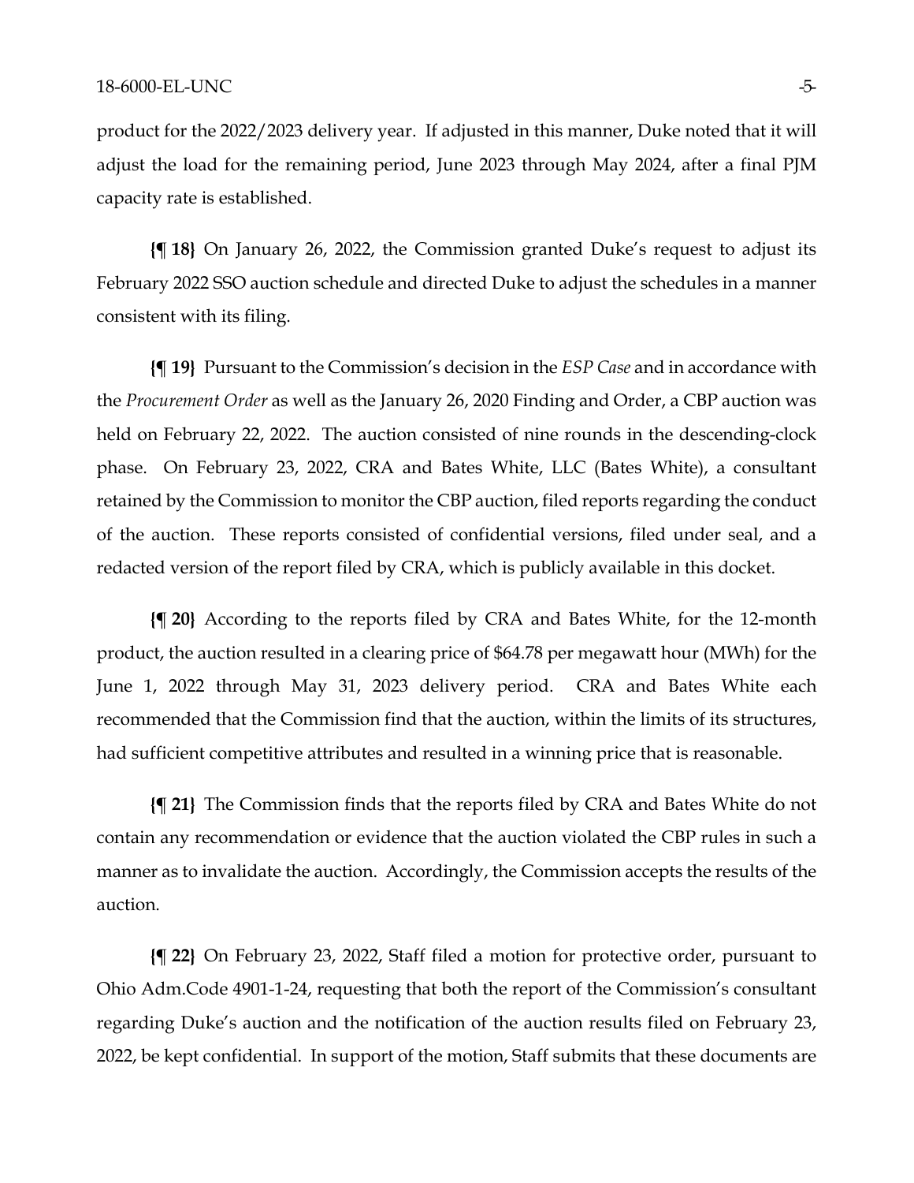product for the 2022/2023 delivery year. If adjusted in this manner, Duke noted that it will adjust the load for the remaining period, June 2023 through May 2024, after a final PJM capacity rate is established.

**{¶ 18}** On January 26, 2022, the Commission granted Duke's request to adjust its February 2022 SSO auction schedule and directed Duke to adjust the schedules in a manner consistent with its filing.

**{¶ 19}** Pursuant to the Commission's decision in the *ESP Case* and in accordance with the *Procurement Order* as well as the January 26, 2020 Finding and Order, a CBP auction was held on February 22, 2022. The auction consisted of nine rounds in the descending-clock phase. On February 23, 2022, CRA and Bates White, LLC (Bates White), a consultant retained by the Commission to monitor the CBP auction, filed reports regarding the conduct of the auction. These reports consisted of confidential versions, filed under seal, and a redacted version of the report filed by CRA, which is publicly available in this docket.

**{¶ 20}** According to the reports filed by CRA and Bates White, for the 12-month product, the auction resulted in a clearing price of $64.78 per megawatt hour (MWh) for the June 1, 2022 through May 31, 2023 delivery period. CRA and Bates White each recommended that the Commission find that the auction, within the limits of its structures, had sufficient competitive attributes and resulted in a winning price that is reasonable.

**{¶ 21}** The Commission finds that the reports filed by CRA and Bates White do not contain any recommendation or evidence that the auction violated the CBP rules in such a manner as to invalidate the auction. Accordingly, the Commission accepts the results of the auction.

**{¶ 22}** On February 23, 2022, Staff filed a motion for protective order, pursuant to Ohio Adm.Code 4901-1-24, requesting that both the report of the Commission's consultant regarding Duke's auction and the notification of the auction results filed on February 23, 2022, be kept confidential. In support of the motion, Staff submits that these documents are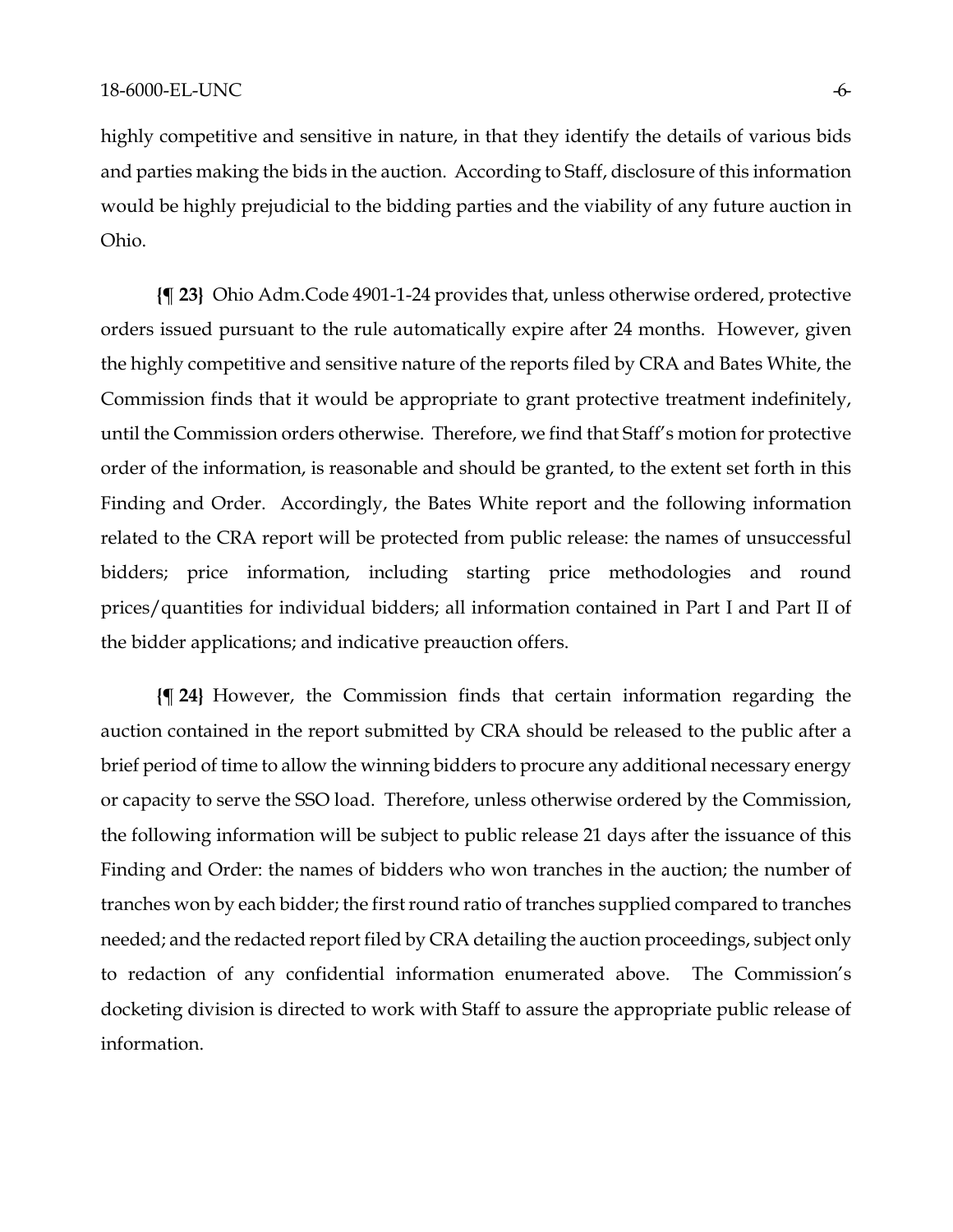highly competitive and sensitive in nature, in that they identify the details of various bids and parties making the bids in the auction. According to Staff, disclosure of this information would be highly prejudicial to the bidding parties and the viability of any future auction in Ohio.

**{¶ 23}** Ohio Adm.Code 4901-1-24 provides that, unless otherwise ordered, protective orders issued pursuant to the rule automatically expire after 24 months. However, given the highly competitive and sensitive nature of the reports filed by CRA and Bates White, the Commission finds that it would be appropriate to grant protective treatment indefinitely, until the Commission orders otherwise. Therefore, we find that Staff's motion for protective order of the information, is reasonable and should be granted, to the extent set forth in this Finding and Order. Accordingly, the Bates White report and the following information related to the CRA report will be protected from public release: the names of unsuccessful bidders; price information, including starting price methodologies and round prices/quantities for individual bidders; all information contained in Part I and Part II of the bidder applications; and indicative preauction offers.

**{¶ 24}** However, the Commission finds that certain information regarding the auction contained in the report submitted by CRA should be released to the public after a brief period of time to allow the winning bidders to procure any additional necessary energy or capacity to serve the SSO load. Therefore, unless otherwise ordered by the Commission, the following information will be subject to public release 21 days after the issuance of this Finding and Order: the names of bidders who won tranches in the auction; the number of tranches won by each bidder; the first round ratio of tranches supplied compared to tranches needed; and the redacted report filed by CRA detailing the auction proceedings, subject only to redaction of any confidential information enumerated above. The Commission's docketing division is directed to work with Staff to assure the appropriate public release of information.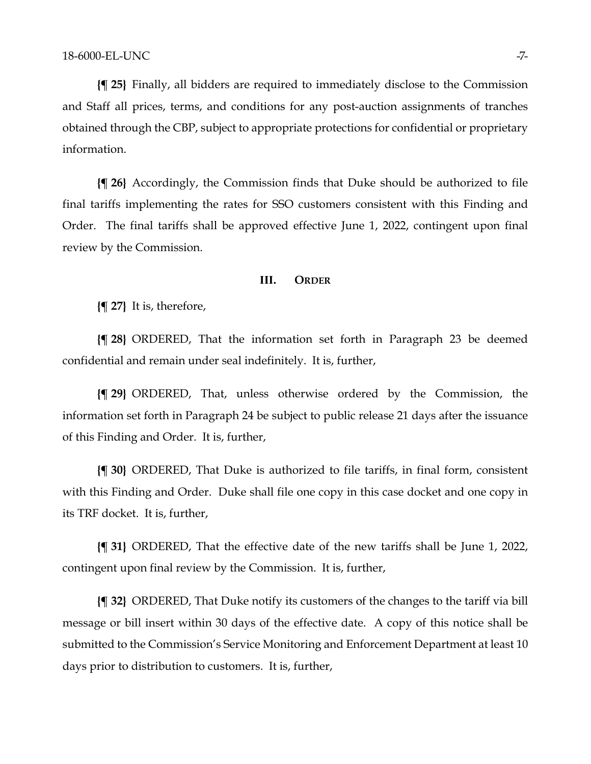**{¶ 25}** Finally, all bidders are required to immediately disclose to the Commission and Staff all prices, terms, and conditions for any post-auction assignments of tranches obtained through the CBP, subject to appropriate protections for confidential or proprietary information.

**{¶ 26}** Accordingly, the Commission finds that Duke should be authorized to file final tariffs implementing the rates for SSO customers consistent with this Finding and Order. The final tariffs shall be approved effective June 1, 2022, contingent upon final review by the Commission.

## III. ORDER

**{¶ 27}** It is, therefore,

**{¶ 28}** ORDERED, That the information set forth in Paragraph 23 be deemed confidential and remain under seal indefinitely. It is, further,

**{¶ 29}** ORDERED, That, unless otherwise ordered by the Commission, the information set forth in Paragraph 24 be subject to public release 21 days after the issuance of this Finding and Order. It is, further,

**{¶ 30}** ORDERED, That Duke is authorized to file tariffs, in final form, consistent with this Finding and Order. Duke shall file one copy in this case docket and one copy in its TRF docket. It is, further,

**{¶ 31}** ORDERED, That the effective date of the new tariffs shall be June 1, 2022, contingent upon final review by the Commission. It is, further,

**{¶ 32}** ORDERED, That Duke notify its customers of the changes to the tariff via bill message or bill insert within 30 days of the effective date. A copy of this notice shall be submitted to the Commission's Service Monitoring and Enforcement Department at least 10 days prior to distribution to customers. It is, further,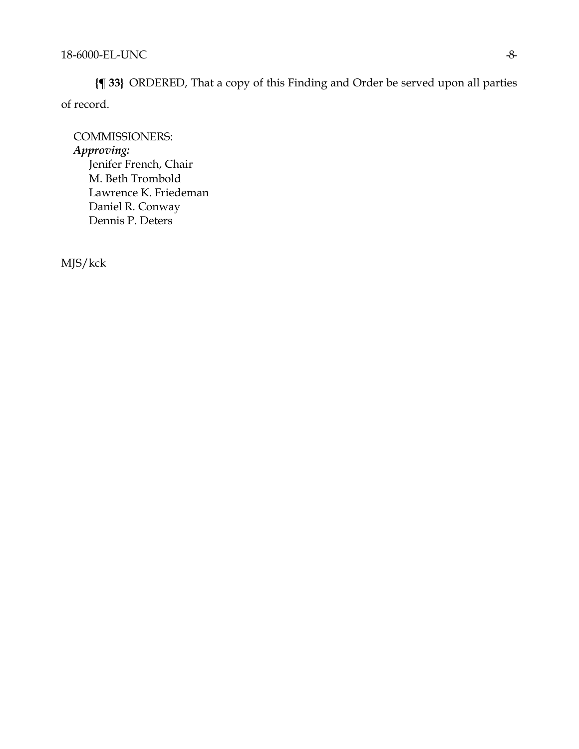**{¶ 33}** ORDERED, That a copy of this Finding and Order be served upon all parties of record.

COMMISSIONERS:

*Approving:*

Jenifer French, Chair
M. Beth Trombold
Lawrence K. Friedeman
Daniel R. Conway
Dennis P. Deters

MJS/kck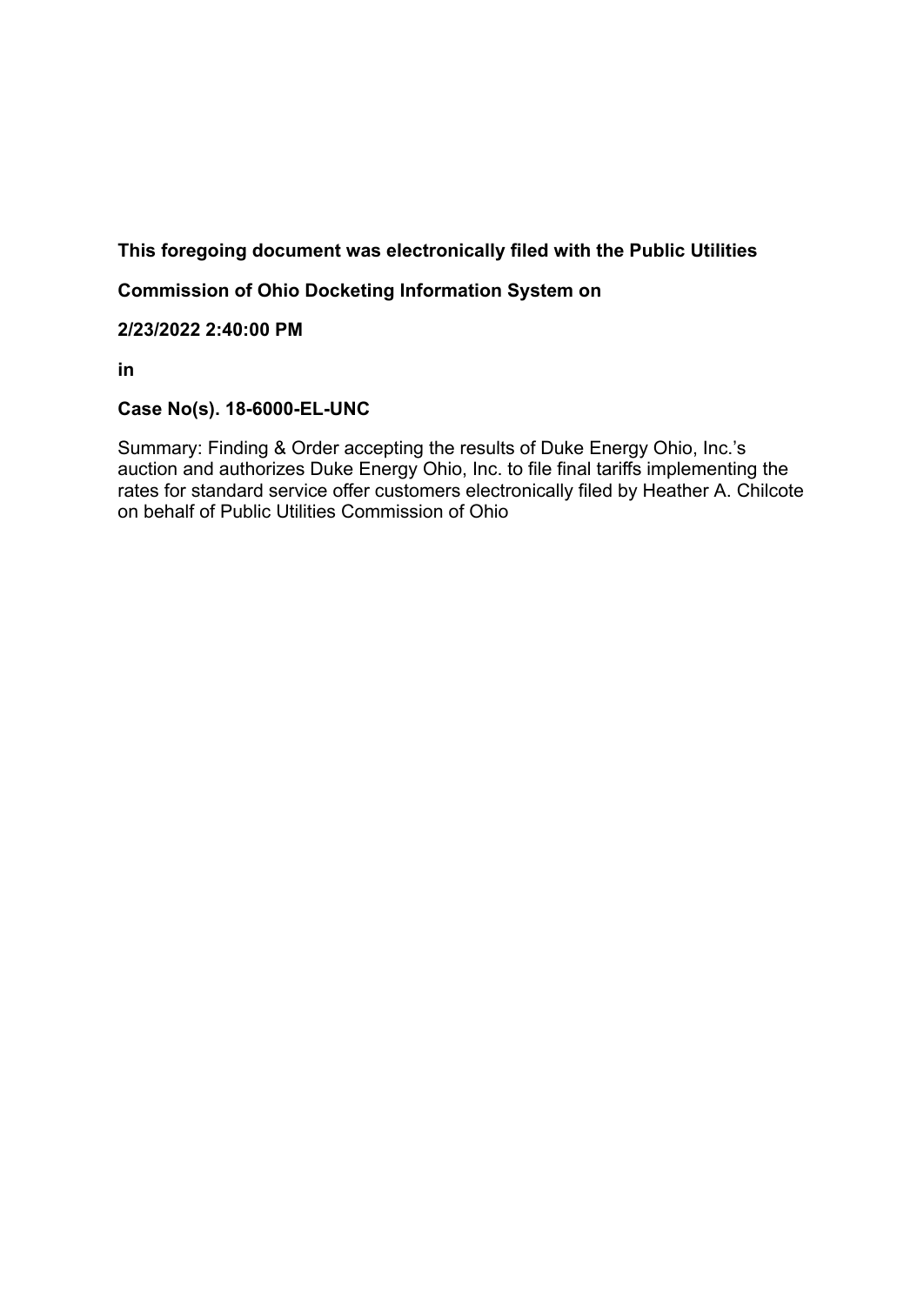**This foregoing document was electronically filed with the Public Utilities**

**Commission of Ohio Docketing Information System on**

**2/23/2022 2:40:00 PM**

**in**

**Case No(s). 18-6000-EL-UNC**

Summary: Finding & Order accepting the results of Duke Energy Ohio, Inc.'s auction and authorizes Duke Energy Ohio, Inc. to file final tariffs implementing the rates for standard service offer customers electronically filed by Heather A. Chilcote on behalf of Public Utilities Commission of Ohio